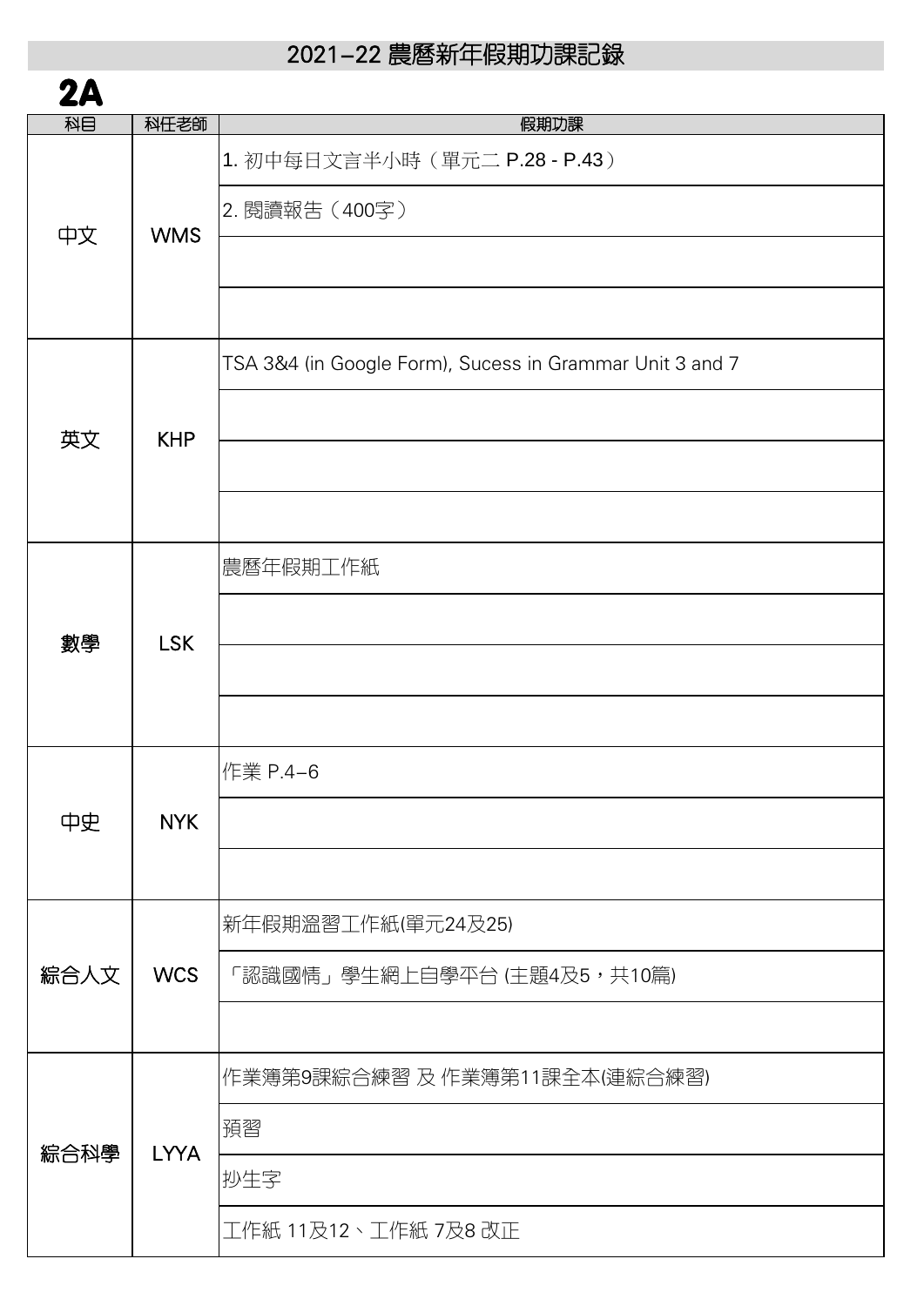# 2021–22 農曆新年假期功課記錄

## 2A

| 科目 | 科任老師 | 假期功課 |
|---|---|---|
| 中文 | WMS | 1. 初中每日文言半小時（單元二 P.28 - P.43） |
| | | 2. 閱讀報告（400字） |
| | | |
| | | |
| 英文 | KHP | TSA 3&4 (in Google Form), Sucess in Grammar Unit 3 and 7 |
| | | |
| | | |
| | | |
| 數學 | LSK | 農曆年假期工作紙 |
| | | |
| | | |
| | | |
| 中史 | NYK | 作業 P.4–6 |
| | | |
| | | |
| 綜合人文 | WCS | 新年假期溫習工作紙(單元24及25) |
| | | 「認識國情」學生網上自學平台 (主題4及5，共10篇) |
| | | |
| 綜合科學 | LYYA | 作業簿第9課綜合練習 及 作業簿第11課全本(連綜合練習) |
| | | 預習 |
| | | 抄生字 |
| | | 工作紙 11及12、工作紙 7及8 改正 |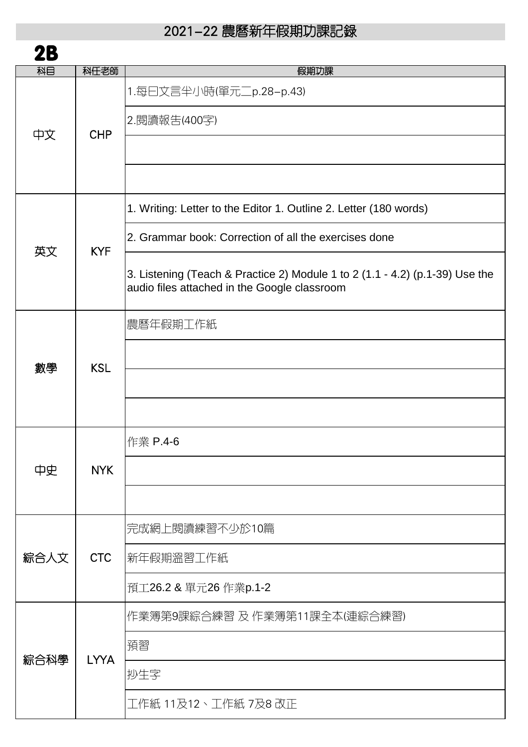# 2021–22 農曆新年假期功課記錄

## 2B

| 科目 | 科任老師 | 假期功課 |
|---|---|---|
| 中文 | CHP | 1.每日文言半小時(單元二p.28–p.43) |
| | | 2.閱讀報告(400字) |
| | | |
| | | |
| 英文 | KYF | 1. Writing: Letter to the Editor 1. Outline 2. Letter (180 words) |
| | | 2. Grammar book: Correction of all the exercises done |
| | | 3. Listening (Teach & Practice 2) Module 1 to 2 (1.1 - 4.2) (p.1-39) Use the audio files attached in the Google classroom |
| 數學 | KSL | 農曆年假期工作紙 |
| | | |
| | | |
| | | |
| 中史 | NYK | 作業 P.4-6 |
| | | |
| | | |
| 綜合人文 | CTC | 完成網上閱讀練習不少於10篇 |
| | | 新年假期溫習工作紙 |
| | | 預工26.2 & 單元26 作業p.1-2 |
| 綜合科學 | LYYA | 作業簿第9課綜合練習 及 作業簿第11課全本(連綜合練習) |
| | | 預習 |
| | | 抄生字 |
| | | 工作紙 11及12、工作紙 7及8 改正 |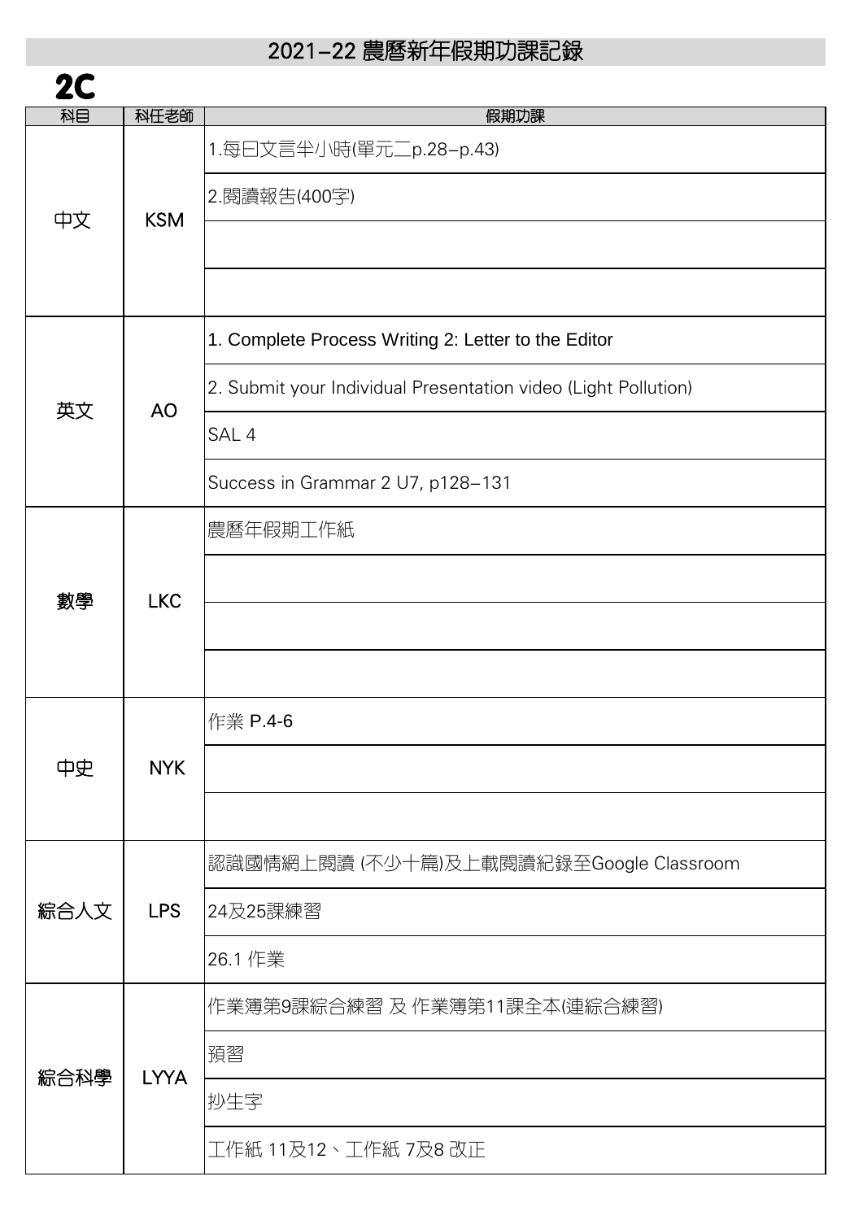# 2021–22 農曆新年假期功課記錄

## 2C

| 科目 | 科任老師 | 假期功課 |
|---|---|---|
| 中文 | KSM | 1.每日文言半小時(單元二p.28–p.43) |
| | | 2.閱讀報告(400字) |
| | | |
| | | |
| 英文 | AO | 1. Complete Process Writing 2: Letter to the Editor |
| | | 2. Submit your Individual Presentation video (Light Pollution) |
| | | SAL 4 |
| | | Success in Grammar 2 U7, p128–131 |
| 數學 | LKC | 農曆年假期工作紙 |
| | | |
| | | |
| | | |
| 中史 | NYK | 作業 P.4-6 |
| | | |
| | | |
| 綜合人文 | LPS | 認識國情網上閱讀 (不少十篇)及上載閱讀紀錄至Google Classroom |
| | | 24及25課練習 |
| | | 26.1 作業 |
| 綜合科學 | LYYA | 作業簿第9課綜合練習 及 作業簿第11課全本(連綜合練習) |
| | | 預習 |
| | | 抄生字 |
| | | 工作紙 11及12、工作紙 7及8 改正 |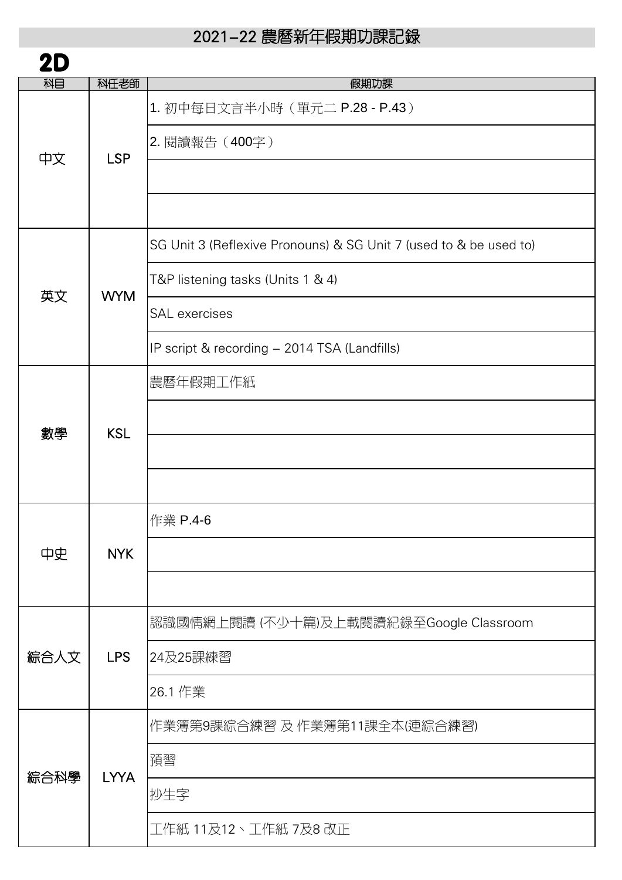# 2021–22 農曆新年假期功課記錄

## 2D

| 科目 | 科任老師 | 假期功課 |
|---|---|---|
| 中文 | LSP | 1. 初中每日文言半小時（單元二 P.28 - P.43） |
| | | 2. 閱讀報告（400字） |
| | | |
| | | |
| 英文 | WYM | SG Unit 3 (Reflexive Pronouns) & SG Unit 7 (used to & be used to) |
| | | T&P listening tasks (Units 1 & 4) |
| | | SAL exercises |
| | | IP script & recording – 2014 TSA (Landfills) |
| 數學 | KSL | 農曆年假期工作紙 |
| | | |
| | | |
| | | |
| 中史 | NYK | 作業 P.4-6 |
| | | |
| | | |
| 綜合人文 | LPS | 認識國情網上閱讀 (不少十篇)及上載閱讀紀錄至Google Classroom |
| | | 24及25課練習 |
| | | 26.1 作業 |
| 綜合科學 | LYYA | 作業簿第9課綜合練習 及 作業簿第11課全本(連綜合練習) |
| | | 預習 |
| | | 抄生字 |
| | | 工作紙 11及12、工作紙 7及8 改正 |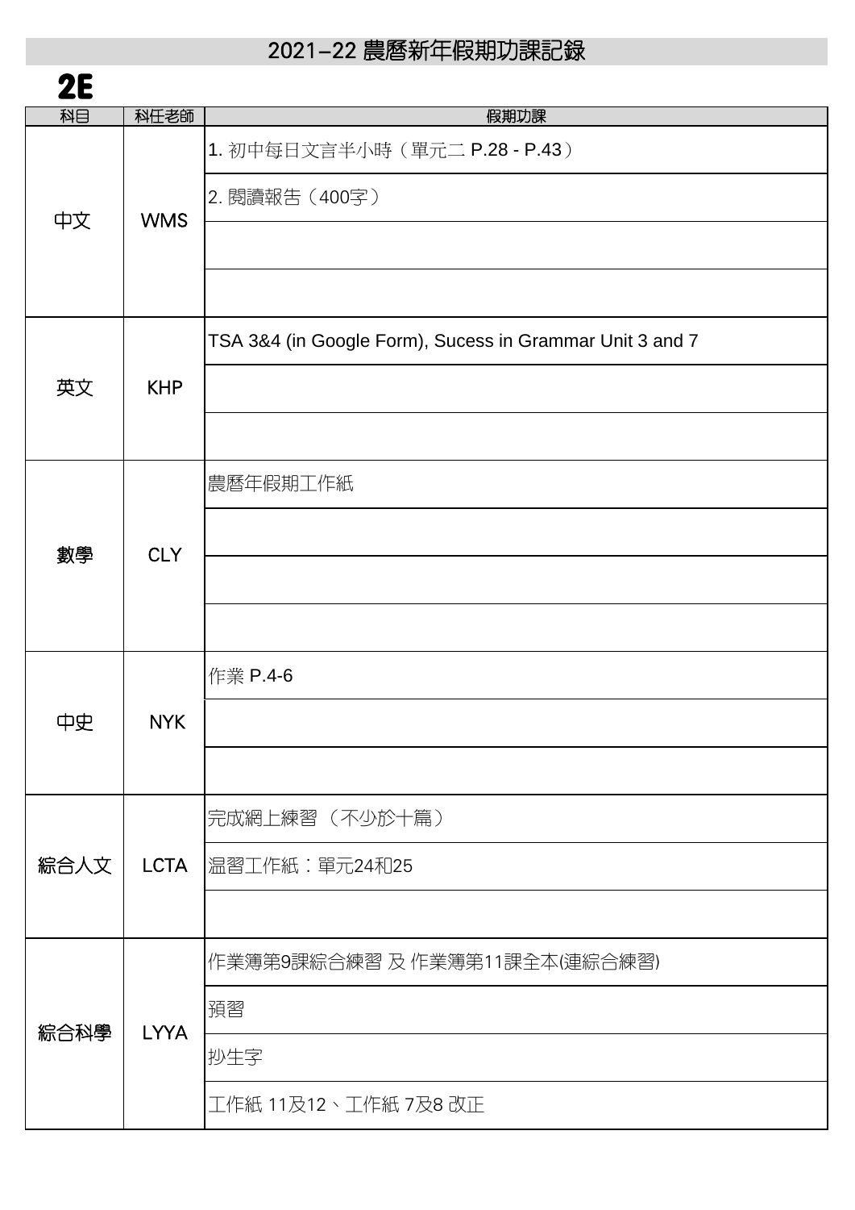# 2021–22 農曆新年假期功課記錄

## 2E

| 科目 | 科任老師 | 假期功課 |
|---|---|---|
| 中文 | WMS | 1. 初中每日文言半小時（單元二 P.28 - P.43） |
| | | 2. 閱讀報告（400字） |
| | | |
| | | |
| 英文 | KHP | TSA 3&4 (in Google Form), Sucess in Grammar Unit 3 and 7 |
| | | |
| | | |
| 數學 | CLY | 農曆年假期工作紙 |
| | | |
| | | |
| | | |
| 中史 | NYK | 作業 P.4-6 |
| | | |
| | | |
| 綜合人文 | LCTA | 完成網上練習 （不少於十篇） |
| | | 溫習工作紙：單元24和25 |
| | | |
| 綜合科學 | LYYA | 作業簿第9課綜合練習 及 作業簿第11課全本(連綜合練習) |
| | | 預習 |
| | | 抄生字 |
| | | 工作紙 11及12、工作紙 7及8 改正 |